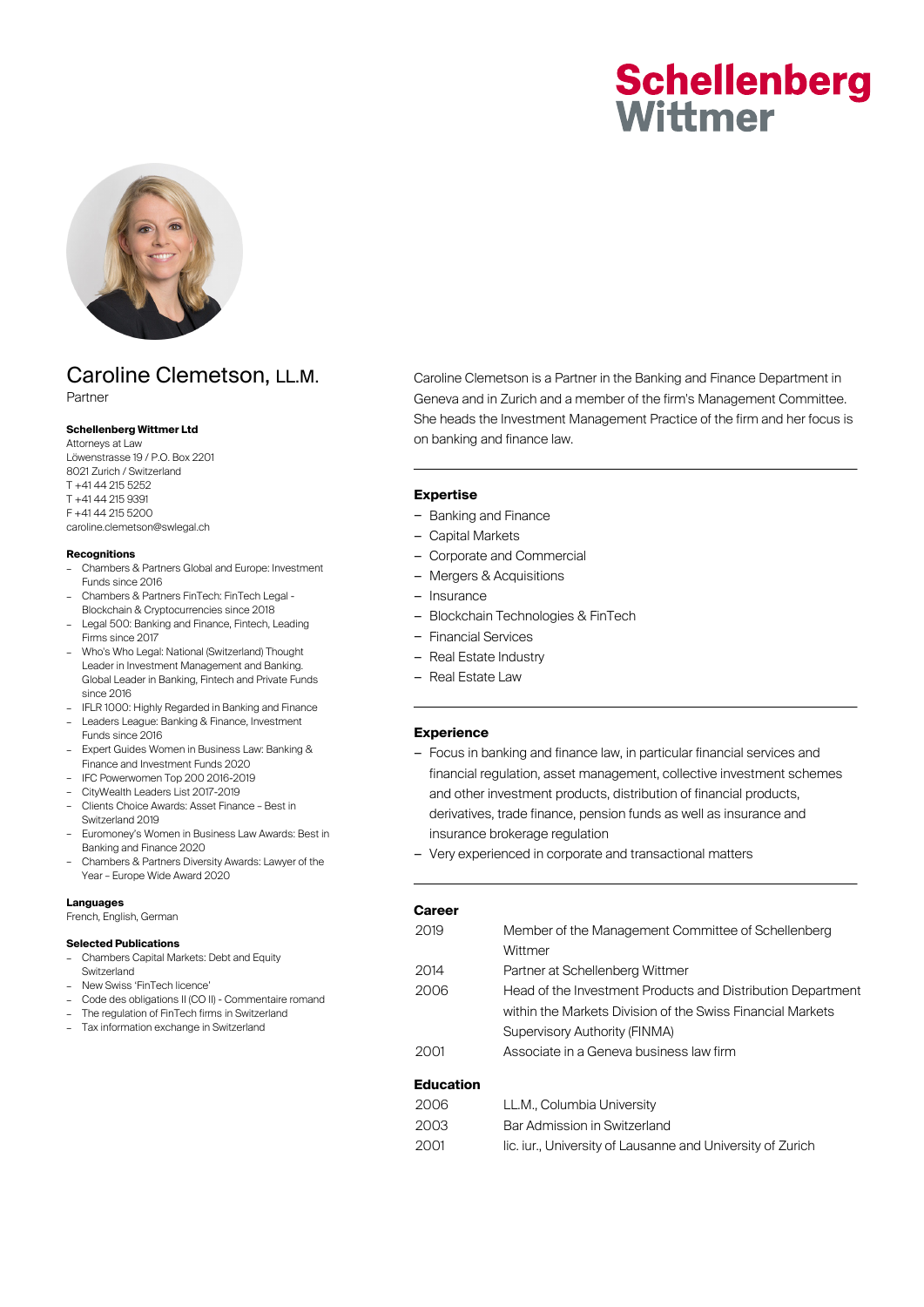# Schellenberg Wittmer

## Caroline Clemetson, LL.M.

Partner

**Schellenberg Wittmer Ltd**
Attorneys at Law
Löwenstrasse 19 / P.O. Box 2201
8021 Zurich / Switzerland
T +41 44 215 5252
T +41 44 215 9391
F +41 44 215 5200
caroline.clemetson@swlegal.ch

**Recognitions**

- Chambers & Partners Global and Europe: Investment Funds since 2016
- Chambers & Partners FinTech: FinTech Legal - Blockchain & Cryptocurrencies since 2018
- Legal 500: Banking and Finance, Fintech, Leading Firms since 2017
- Who's Who Legal: National (Switzerland) Thought Leader in Investment Management and Banking. Global Leader in Banking, Fintech and Private Funds since 2016
- IFLR 1000: Highly Regarded in Banking and Finance
- Leaders League: Banking & Finance, Investment Funds since 2016
- Expert Guides Women in Business Law: Banking & Finance and Investment Funds 2020
- IFC Powerwomen Top 200 2016-2019
- CityWealth Leaders List 2017-2019
- Clients Choice Awards: Asset Finance - Best in Switzerland 2019
- Euromoney's Women in Business Law Awards: Best in Banking and Finance 2020
- Chambers & Partners Diversity Awards: Lawyer of the Year - Europe Wide Award 2020

**Languages**
French, English, German

**Selected Publications**

- Chambers Capital Markets: Debt and Equity Switzerland
- New Swiss 'FinTech licence'
- Code des obligations II (CO II) - Commentaire romand
- The regulation of FinTech firms in Switzerland
- Tax information exchange in Switzerland

Caroline Clemetson is a Partner in the Banking and Finance Department in Geneva and in Zurich and a member of the firm's Management Committee. She heads the Investment Management Practice of the firm and her focus is on banking and finance law.

### Expertise

- Banking and Finance
- Capital Markets
- Corporate and Commercial
- Mergers & Acquisitions
- Insurance
- Blockchain Technologies & FinTech
- Financial Services
- Real Estate Industry
- Real Estate Law

### Experience

- Focus in banking and finance law, in particular financial services and financial regulation, asset management, collective investment schemes and other investment products, distribution of financial products, derivatives, trade finance, pension funds as well as insurance and insurance brokerage regulation
- Very experienced in corporate and transactional matters

### Career

| | |
|---|---|
| 2019 | Member of the Management Committee of Schellenberg Wittmer |
| 2014 | Partner at Schellenberg Wittmer |
| 2006 | Head of the Investment Products and Distribution Department within the Markets Division of the Swiss Financial Markets Supervisory Authority (FINMA) |
| 2001 | Associate in a Geneva business law firm |

### Education

| | |
|---|---|
| 2006 | LL.M., Columbia University |
| 2003 | Bar Admission in Switzerland |
| 2001 | lic. iur., University of Lausanne and University of Zurich |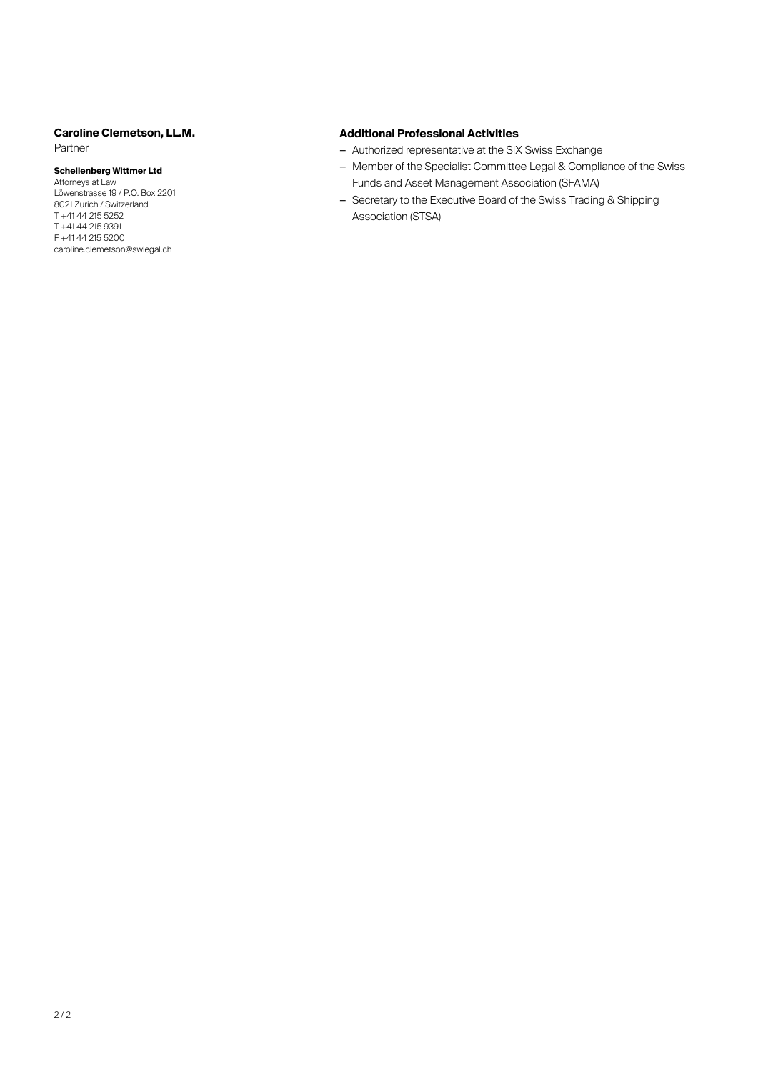**Caroline Clemetson, LL.M.**
Partner

**Schellenberg Wittmer Ltd**
Attorneys at Law
Löwenstrasse 19 / P.O. Box 2201
8021 Zurich / Switzerland
T +41 44 215 5252
T +41 44 215 9391
F +41 44 215 5200
caroline.clemetson@swlegal.ch

### Additional Professional Activities

- Authorized representative at the SIX Swiss Exchange
- Member of the Specialist Committee Legal & Compliance of the Swiss Funds and Asset Management Association (SFAMA)
- Secretary to the Executive Board of the Swiss Trading & Shipping Association (STSA)